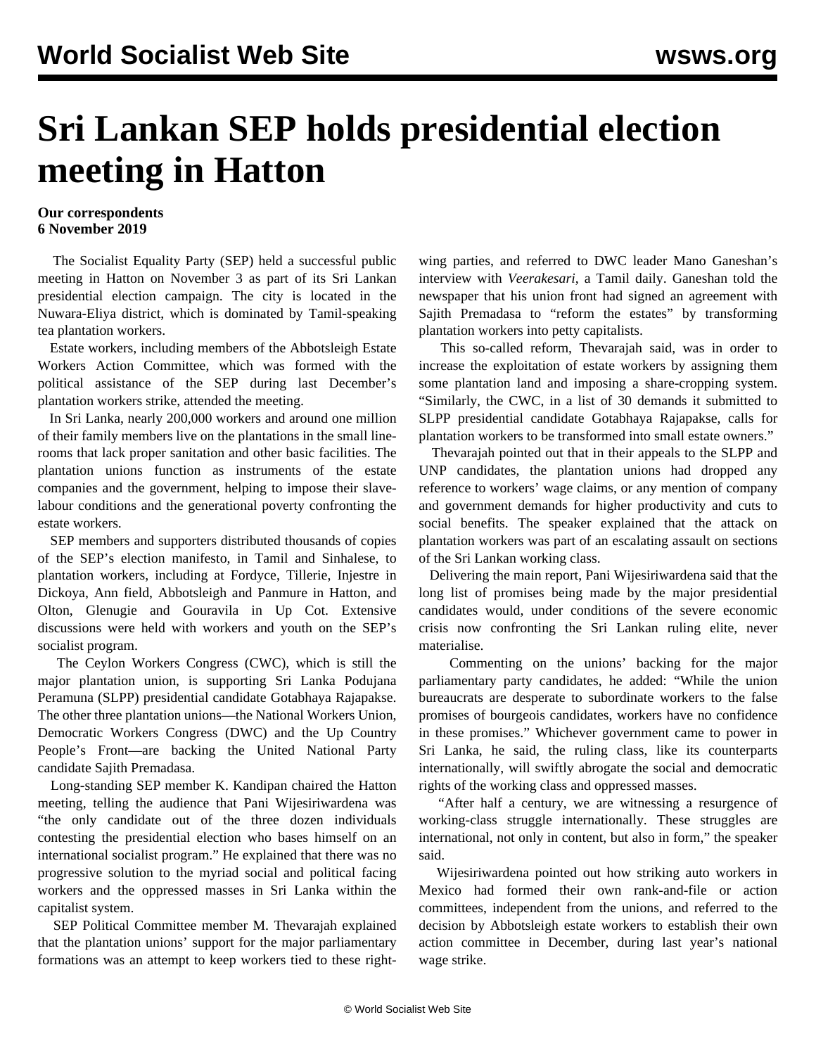# Sri Lankan SEP holds presidential election meeting in Hatton

**Our correspondents**
**6 November 2019**

The Socialist Equality Party (SEP) held a successful public meeting in Hatton on November 3 as part of its Sri Lankan presidential election campaign. The city is located in the Nuwara-Eliya district, which is dominated by Tamil-speaking tea plantation workers.

Estate workers, including members of the Abbotsleigh Estate Workers Action Committee, which was formed with the political assistance of the SEP during last December's plantation workers strike, attended the meeting.

In Sri Lanka, nearly 200,000 workers and around one million of their family members live on the plantations in the small line-rooms that lack proper sanitation and other basic facilities. The plantation unions function as instruments of the estate companies and the government, helping to impose their slave-labour conditions and the generational poverty confronting the estate workers.

SEP members and supporters distributed thousands of copies of the SEP's election manifesto, in Tamil and Sinhalese, to plantation workers, including at Fordyce, Tillerie, Injestre in Dickoya, Ann field, Abbotsleigh and Panmure in Hatton, and Olton, Glenugie and Gouravila in Up Cot. Extensive discussions were held with workers and youth on the SEP's socialist program.

The Ceylon Workers Congress (CWC), which is still the major plantation union, is supporting Sri Lanka Podujana Peramuna (SLPP) presidential candidate Gotabhaya Rajapakse. The other three plantation unions—the National Workers Union, Democratic Workers Congress (DWC) and the Up Country People's Front—are backing the United National Party candidate Sajith Premadasa.

Long-standing SEP member K. Kandipan chaired the Hatton meeting, telling the audience that Pani Wijesiriwardena was "the only candidate out of the three dozen individuals contesting the presidential election who bases himself on an international socialist program." He explained that there was no progressive solution to the myriad social and political facing workers and the oppressed masses in Sri Lanka within the capitalist system.

SEP Political Committee member M. Thevarajah explained that the plantation unions' support for the major parliamentary formations was an attempt to keep workers tied to these right-wing parties, and referred to DWC leader Mano Ganeshan's interview with *Veerakesari*, a Tamil daily. Ganeshan told the newspaper that his union front had signed an agreement with Sajith Premadasa to "reform the estates" by transforming plantation workers into petty capitalists.

This so-called reform, Thevarajah said, was in order to increase the exploitation of estate workers by assigning them some plantation land and imposing a share-cropping system. "Similarly, the CWC, in a list of 30 demands it submitted to SLPP presidential candidate Gotabhaya Rajapakse, calls for plantation workers to be transformed into small estate owners."

Thevarajah pointed out that in their appeals to the SLPP and UNP candidates, the plantation unions had dropped any reference to workers' wage claims, or any mention of company and government demands for higher productivity and cuts to social benefits. The speaker explained that the attack on plantation workers was part of an escalating assault on sections of the Sri Lankan working class.

Delivering the main report, Pani Wijesiriwardena said that the long list of promises being made by the major presidential candidates would, under conditions of the severe economic crisis now confronting the Sri Lankan ruling elite, never materialise.

Commenting on the unions' backing for the major parliamentary party candidates, he added: "While the union bureaucrats are desperate to subordinate workers to the false promises of bourgeois candidates, workers have no confidence in these promises." Whichever government came to power in Sri Lanka, he said, the ruling class, like its counterparts internationally, will swiftly abrogate the social and democratic rights of the working class and oppressed masses.

"After half a century, we are witnessing a resurgence of working-class struggle internationally. These struggles are international, not only in content, but also in form," the speaker said.

Wijesiriwardena pointed out how striking auto workers in Mexico had formed their own rank-and-file or action committees, independent from the unions, and referred to the decision by Abbotsleigh estate workers to establish their own action committee in December, during last year's national wage strike.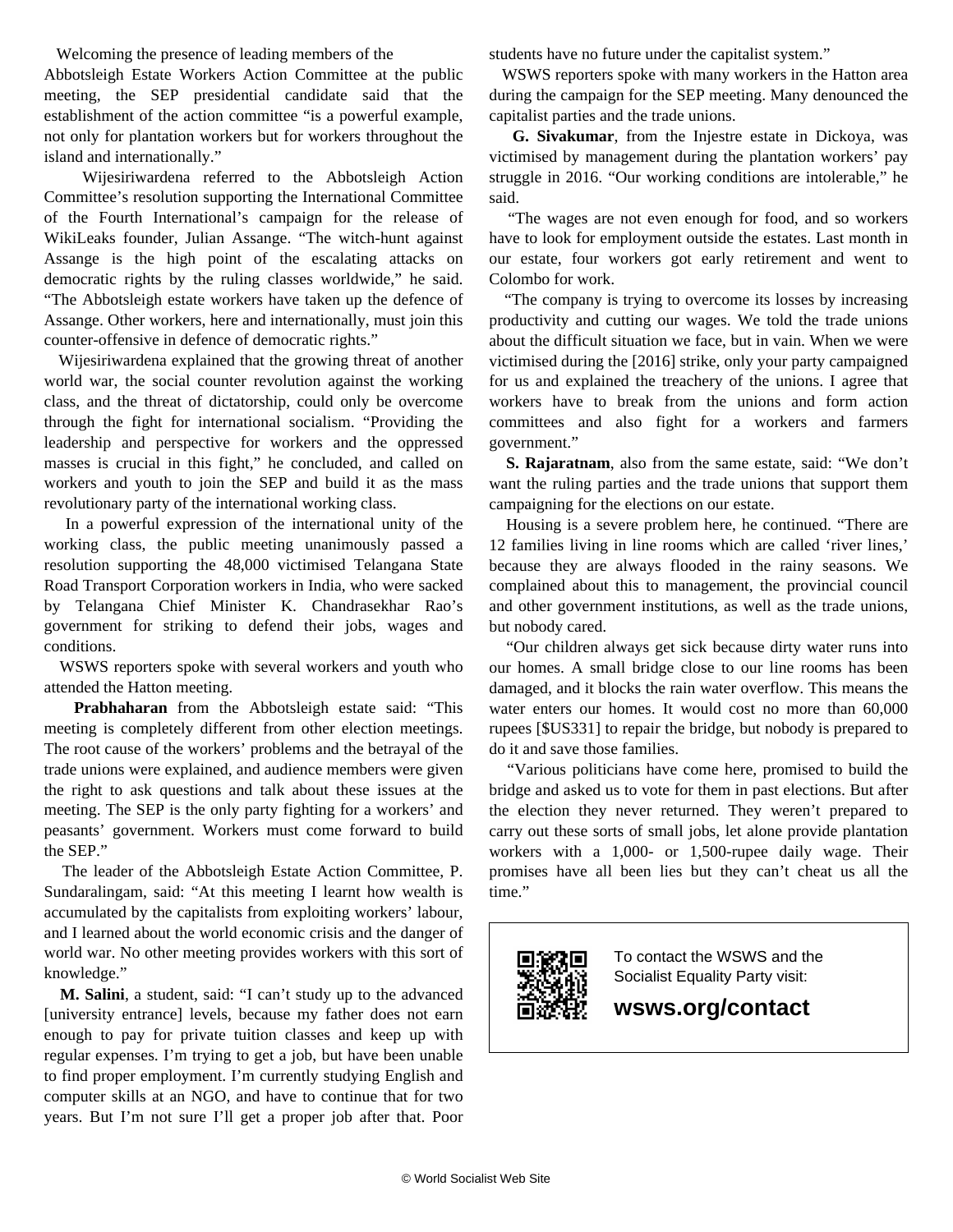Welcoming the presence of leading members of the Abbotsleigh Estate Workers Action Committee at the public meeting, the SEP presidential candidate said that the establishment of the action committee "is a powerful example, not only for plantation workers but for workers throughout the island and internationally."

Wijesiriwardena referred to the Abbotsleigh Action Committee's resolution supporting the International Committee of the Fourth International's campaign for the release of WikiLeaks founder, Julian Assange. "The witch-hunt against Assange is the high point of the escalating attacks on democratic rights by the ruling classes worldwide," he said. "The Abbotsleigh estate workers have taken up the defence of Assange. Other workers, here and internationally, must join this counter-offensive in defence of democratic rights."

Wijesiriwardena explained that the growing threat of another world war, the social counter revolution against the working class, and the threat of dictatorship, could only be overcome through the fight for international socialism. "Providing the leadership and perspective for workers and the oppressed masses is crucial in this fight," he concluded, and called on workers and youth to join the SEP and build it as the mass revolutionary party of the international working class.

In a powerful expression of the international unity of the working class, the public meeting unanimously passed a resolution supporting the 48,000 victimised Telangana State Road Transport Corporation workers in India, who were sacked by Telangana Chief Minister K. Chandrasekhar Rao's government for striking to defend their jobs, wages and conditions.

WSWS reporters spoke with several workers and youth who attended the Hatton meeting.

**Prabhaharan** from the Abbotsleigh estate said: "This meeting is completely different from other election meetings. The root cause of the workers' problems and the betrayal of the trade unions were explained, and audience members were given the right to ask questions and talk about these issues at the meeting. The SEP is the only party fighting for a workers' and peasants' government. Workers must come forward to build the SEP."

The leader of the Abbotsleigh Estate Action Committee, P. Sundaralingam, said: "At this meeting I learnt how wealth is accumulated by the capitalists from exploiting workers' labour, and I learned about the world economic crisis and the danger of world war. No other meeting provides workers with this sort of knowledge."

**M. Salini**, a student, said: "I can't study up to the advanced [university entrance] levels, because my father does not earn enough to pay for private tuition classes and keep up with regular expenses. I'm trying to get a job, but have been unable to find proper employment. I'm currently studying English and computer skills at an NGO, and have to continue that for two years. But I'm not sure I'll get a proper job after that. Poor students have no future under the capitalist system."

WSWS reporters spoke with many workers in the Hatton area during the campaign for the SEP meeting. Many denounced the capitalist parties and the trade unions.

**G. Sivakumar**, from the Injestre estate in Dickoya, was victimised by management during the plantation workers' pay struggle in 2016. "Our working conditions are intolerable," he said.

"The wages are not even enough for food, and so workers have to look for employment outside the estates. Last month in our estate, four workers got early retirement and went to Colombo for work.

"The company is trying to overcome its losses by increasing productivity and cutting our wages. We told the trade unions about the difficult situation we face, but in vain. When we were victimised during the [2016] strike, only your party campaigned for us and explained the treachery of the unions. I agree that workers have to break from the unions and form action committees and also fight for a workers and farmers government."

**S. Rajaratnam**, also from the same estate, said: "We don't want the ruling parties and the trade unions that support them campaigning for the elections on our estate.

Housing is a severe problem here, he continued. "There are 12 families living in line rooms which are called 'river lines,' because they are always flooded in the rainy seasons. We complained about this to management, the provincial council and other government institutions, as well as the trade unions, but nobody cared.

"Our children always get sick because dirty water runs into our homes. A small bridge close to our line rooms has been damaged, and it blocks the rain water overflow. This means the water enters our homes. It would cost no more than 60,000 rupees [$US331] to repair the bridge, but nobody is prepared to do it and save those families.

"Various politicians have come here, promised to build the bridge and asked us to vote for them in past elections. But after the election they never returned. They weren't prepared to carry out these sorts of small jobs, let alone provide plantation workers with a 1,000- or 1,500-rupee daily wage. Their promises have all been lies but they can't cheat us all the time."

To contact the WSWS and the Socialist Equality Party visit:

**wsws.org/contact**